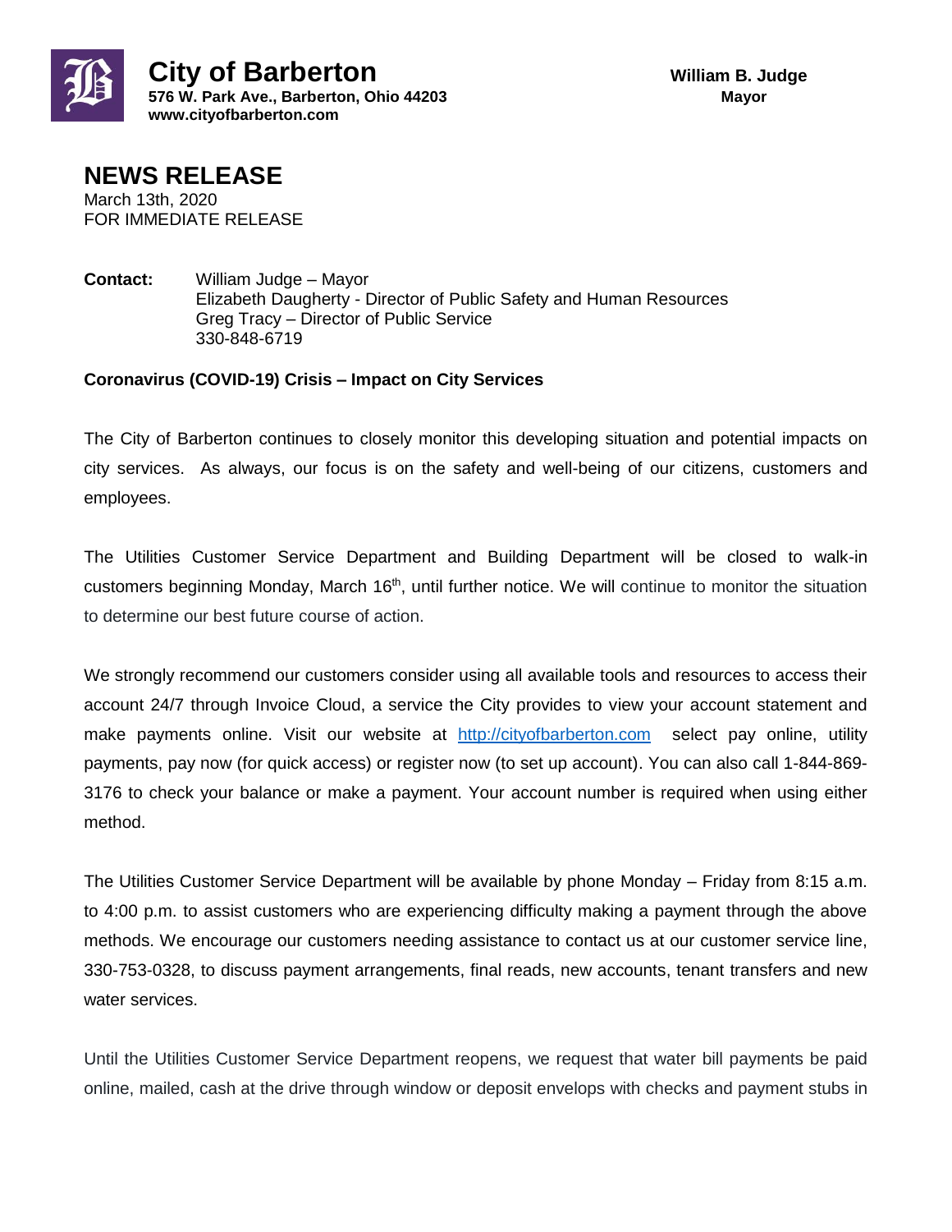**City of Barberton**
**576 W. Park Ave., Barberton, Ohio 44203**
**www.cityofbarberton.com**

**William B. Judge**
**Mayor**

# NEWS RELEASE

March 13th, 2020
FOR IMMEDIATE RELEASE

**Contact:** William Judge – Mayor
Elizabeth Daugherty - Director of Public Safety and Human Resources
Greg Tracy – Director of Public Service
330-848-6719

**Coronavirus (COVID-19) Crisis – Impact on City Services**

The City of Barberton continues to closely monitor this developing situation and potential impacts on city services. As always, our focus is on the safety and well-being of our citizens, customers and employees.

The Utilities Customer Service Department and Building Department will be closed to walk-in customers beginning Monday, March 16th, until further notice. We will continue to monitor the situation to determine our best future course of action.

We strongly recommend our customers consider using all available tools and resources to access their account 24/7 through Invoice Cloud, a service the City provides to view your account statement and make payments online. Visit our website at http://cityofbarberton.com select pay online, utility payments, pay now (for quick access) or register now (to set up account). You can also call 1-844-869-3176 to check your balance or make a payment. Your account number is required when using either method.

The Utilities Customer Service Department will be available by phone Monday – Friday from 8:15 a.m. to 4:00 p.m. to assist customers who are experiencing difficulty making a payment through the above methods. We encourage our customers needing assistance to contact us at our customer service line, 330-753-0328, to discuss payment arrangements, final reads, new accounts, tenant transfers and new water services.

Until the Utilities Customer Service Department reopens, we request that water bill payments be paid online, mailed, cash at the drive through window or deposit envelops with checks and payment stubs in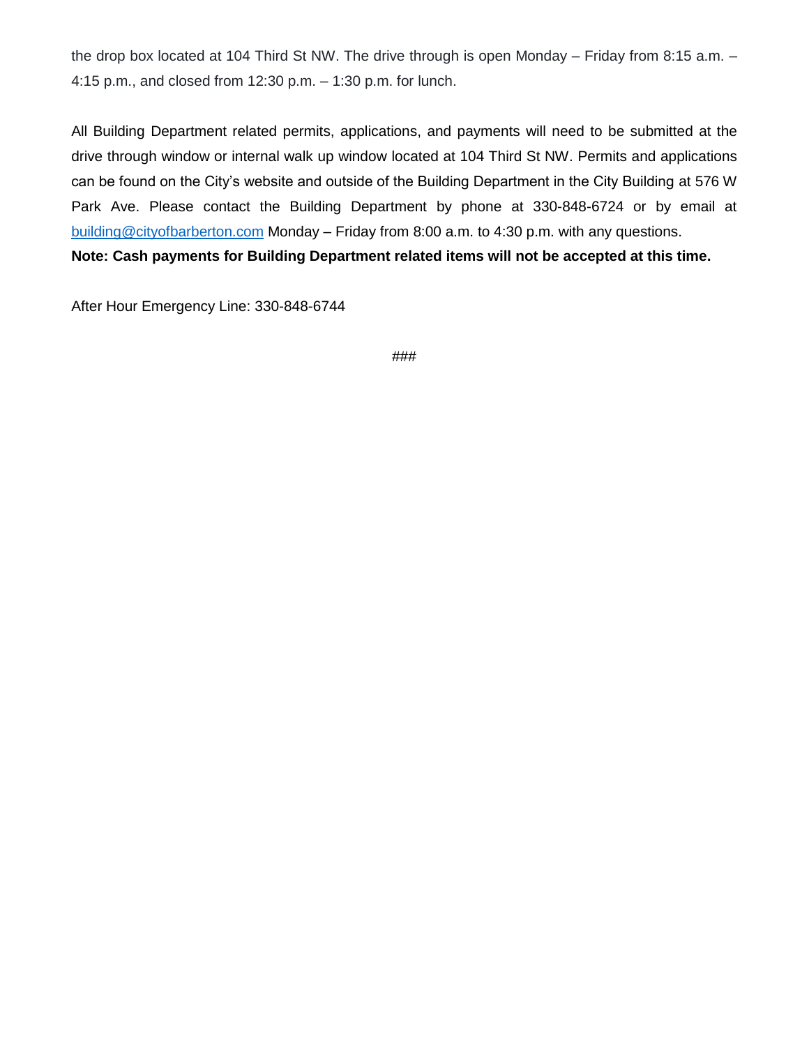the drop box located at 104 Third St NW. The drive through is open Monday – Friday from 8:15 a.m. – 4:15 p.m., and closed from 12:30 p.m. – 1:30 p.m. for lunch.

All Building Department related permits, applications, and payments will need to be submitted at the drive through window or internal walk up window located at 104 Third St NW. Permits and applications can be found on the City's website and outside of the Building Department in the City Building at 576 W Park Ave. Please contact the Building Department by phone at 330-848-6724 or by email at building@cityofbarberton.com Monday – Friday from 8:00 a.m. to 4:30 p.m. with any questions.
**Note: Cash payments for Building Department related items will not be accepted at this time.**

After Hour Emergency Line: 330-848-6744

###